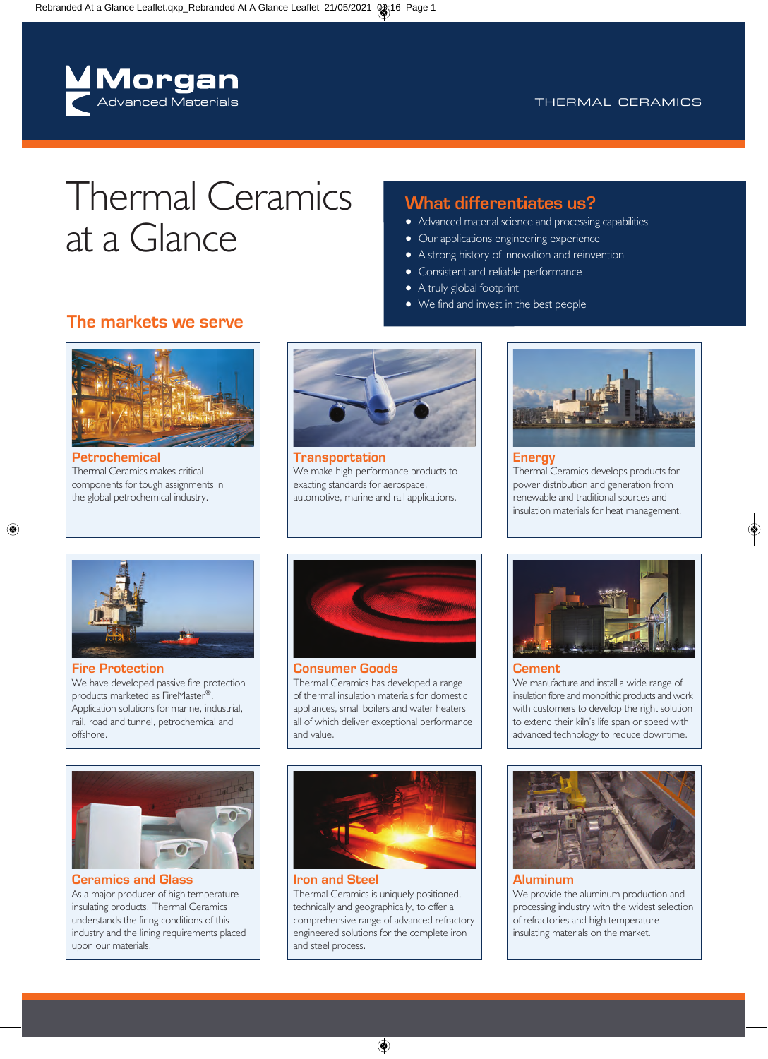Morgan Advanced Materials

THERMAL CERAMICS

# Thermal Ceramics at a Glance

## What differentiates us?

- Advanced material science and processing capabilities
- Our applications engineering experience
- A strong history of innovation and reinvention
- Consistent and reliable performance
- A truly global footprint
- We find and invest in the best people

## The markets we serve

### Petrochemical

Thermal Ceramics makes critical components for tough assignments in the global petrochemical industry.

### Transportation

We make high-performance products to exacting standards for aerospace, automotive, marine and rail applications.

### Energy

Thermal Ceramics develops products for power distribution and generation from renewable and traditional sources and insulation materials for heat management.

### Fire Protection

We have developed passive fire protection products marketed as FireMaster®. Application solutions for marine, industrial, rail, road and tunnel, petrochemical and offshore.

### Consumer Goods

Thermal Ceramics has developed a range of thermal insulation materials for domestic appliances, small boilers and water heaters all of which deliver exceptional performance and value.

### Cement

We manufacture and install a wide range of insulation fibre and monolithic products and work with customers to develop the right solution to extend their kiln's life span or speed with advanced technology to reduce downtime.

### Ceramics and Glass

As a major producer of high temperature insulating products, Thermal Ceramics understands the firing conditions of this industry and the lining requirements placed upon our materials.

### Iron and Steel

Thermal Ceramics is uniquely positioned, technically and geographically, to offer a comprehensive range of advanced refractory engineered solutions for the complete iron and steel process.

### Aluminum

We provide the aluminum production and processing industry with the widest selection of refractories and high temperature insulating materials on the market.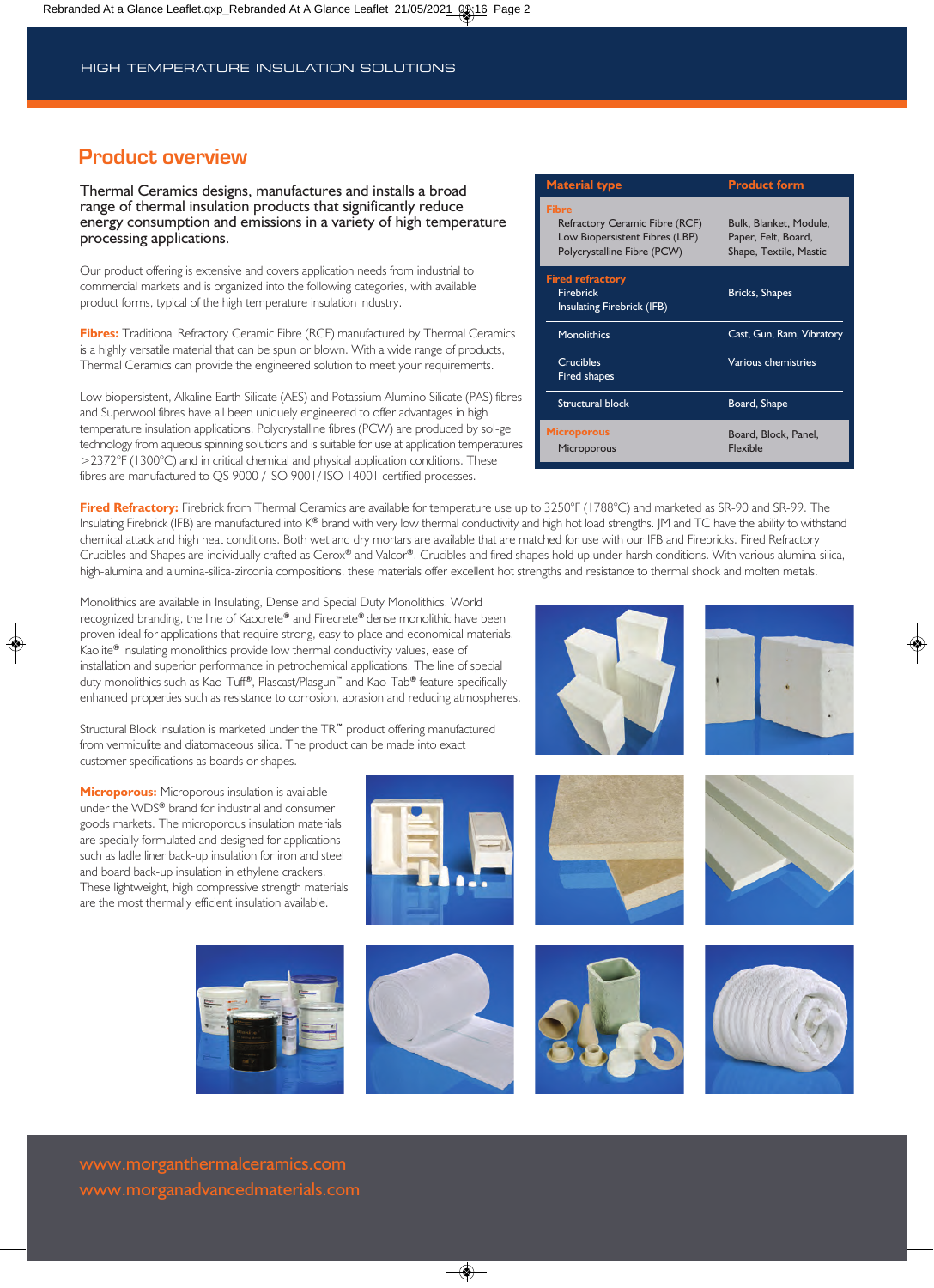## Product overview

Thermal Ceramics designs, manufactures and installs a broad range of thermal insulation products that significantly reduce energy consumption and emissions in a variety of high temperature processing applications.

Our product offering is extensive and covers application needs from industrial to commercial markets and is organized into the following categories, with available product forms, typical of the high temperature insulation industry.

| Material type | Product form |
|---|---|
| **Fibre** | |
| Refractory Ceramic Fibre (RCF)<br>Low Biopersistent Fibres (LBP)<br>Polycrystalline Fibre (PCW) | Bulk, Blanket, Module, Paper, Felt, Board, Shape, Textile, Mastic |
| **Fired refractory** | |
| Firebrick<br>Insulating Firebrick (IFB) | Bricks, Shapes |
| Monolithics | Cast, Gun, Ram, Vibratory |
| Crucibles<br>Fired shapes | Various chemistries |
| Structural block | Board, Shape |
| **Microporous** | |
| Microporous | Board, Block, Panel, Flexible |

**Fibres:** Traditional Refractory Ceramic Fibre (RCF) manufactured by Thermal Ceramics is a highly versatile material that can be spun or blown. With a wide range of products, Thermal Ceramics can provide the engineered solution to meet your requirements.

Low biopersistent, Alkaline Earth Silicate (AES) and Potassium Alumino Silicate (PAS) fibres and Superwool fibres have all been uniquely engineered to offer advantages in high temperature insulation applications. Polycrystalline fibres (PCW) are produced by sol-gel technology from aqueous spinning solutions and is suitable for use at application temperatures >2372°F (1300°C) and in critical chemical and physical application conditions. These fibres are manufactured to QS 9000 / ISO 9001/ ISO 14001 certified processes.

**Fired Refractory:** Firebrick from Thermal Ceramics are available for temperature use up to 3250°F (1788°C) and marketed as SR-90 and SR-99. The Insulating Firebrick (IFB) are manufactured into K® brand with very low thermal conductivity and high hot load strengths. JM and TC have the ability to withstand chemical attack and high heat conditions. Both wet and dry mortars are available that are matched for use with our IFB and Firebricks. Fired Refractory Crucibles and Shapes are individually crafted as Cerox® and Valcor®. Crucibles and fired shapes hold up under harsh conditions. With various alumina-silica, high-alumina and alumina-silica-zirconia compositions, these materials offer excellent hot strengths and resistance to thermal shock and molten metals.

Monolithics are available in Insulating, Dense and Special Duty Monolithics. World recognized branding, the line of Kaocrete® and Firecrete® dense monolithic have been proven ideal for applications that require strong, easy to place and economical materials. Kaolite® insulating monolithics provide low thermal conductivity values, ease of installation and superior performance in petrochemical applications. The line of special duty monolithics such as Kao-Tuff®, Plascast/Plasgun™ and Kao-Tab® feature specifically enhanced properties such as resistance to corrosion, abrasion and reducing atmospheres.

Structural Block insulation is marketed under the TR™ product offering manufactured from vermiculite and diatomaceous silica. The product can be made into exact customer specifications as boards or shapes.

**Microporous:** Microporous insulation is available under the WDS® brand for industrial and consumer goods markets. The microporous insulation materials are specially formulated and designed for applications such as ladle liner back-up insulation for iron and steel and board back-up insulation in ethylene crackers. These lightweight, high compressive strength materials are the most thermally efficient insulation available.

www.morganthermalceramics.com
www.morganadvancedmaterials.com